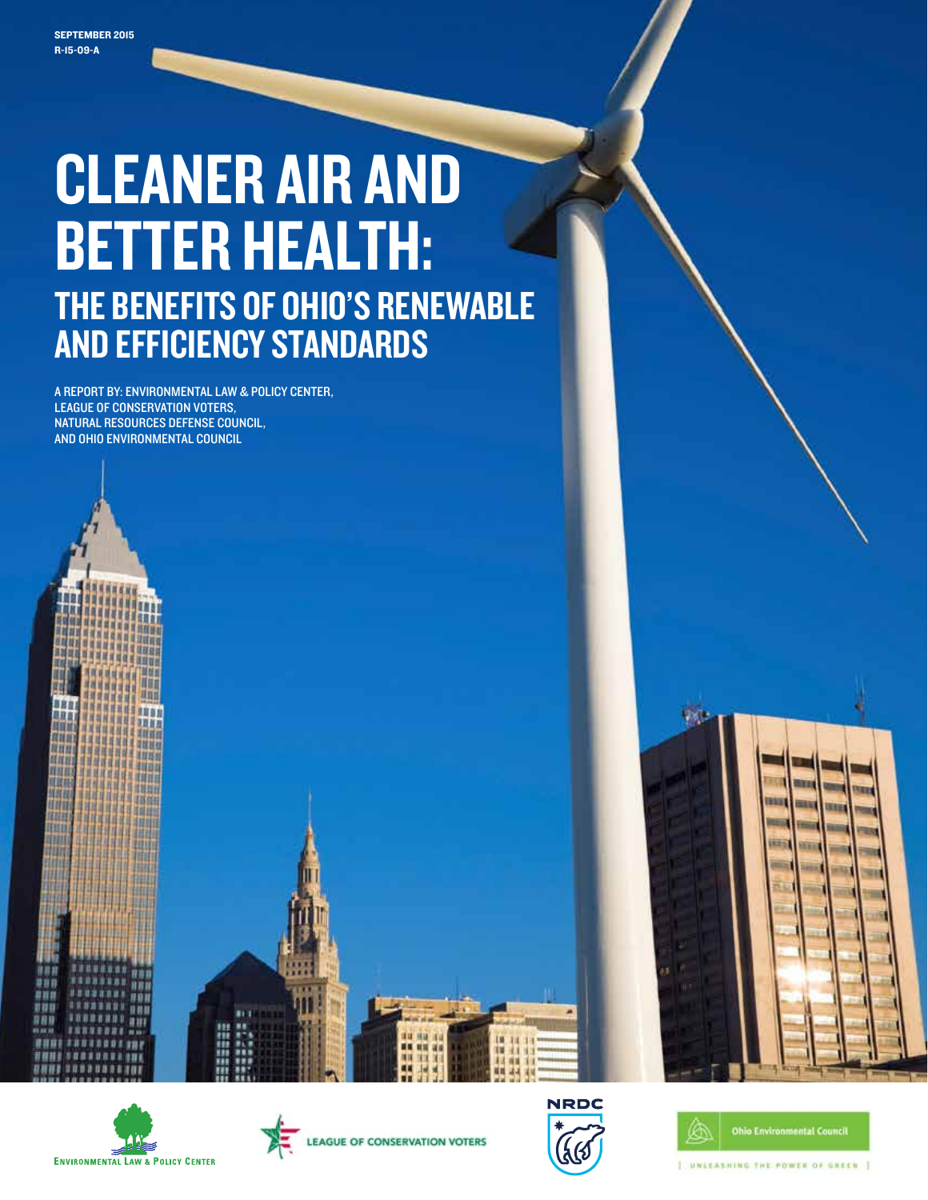SEPTEMBER 2015
R-15-09-A

# CLEANER AIR AND BETTER HEALTH:

## THE BENEFITS OF OHIO'S RENEWABLE AND EFFICIENCY STANDARDS

A REPORT BY: ENVIRONMENTAL LAW & POLICY CENTER, LEAGUE OF CONSERVATION VOTERS, NATURAL RESOURCES DEFENSE COUNCIL, AND OHIO ENVIRONMENTAL COUNCIL

ENVIRONMENTAL LAW & POLICY CENTER

LEAGUE OF CONSERVATION VOTERS

NRDC

Ohio Environmental Council

UNLEASHING THE POWER OF GREEN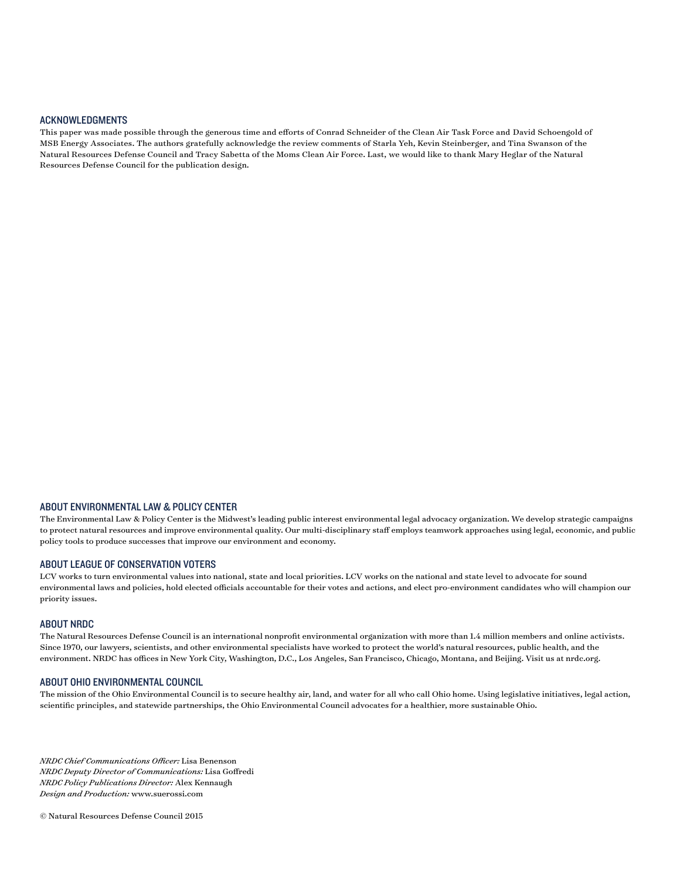## ACKNOWLEDGMENTS

This paper was made possible through the generous time and efforts of Conrad Schneider of the Clean Air Task Force and David Schoengold of MSB Energy Associates. The authors gratefully acknowledge the review comments of Starla Yeh, Kevin Steinberger, and Tina Swanson of the Natural Resources Defense Council and Tracy Sabetta of the Moms Clean Air Force. Last, we would like to thank Mary Heglar of the Natural Resources Defense Council for the publication design.

## ABOUT ENVIRONMENTAL LAW & POLICY CENTER

The Environmental Law & Policy Center is the Midwest's leading public interest environmental legal advocacy organization. We develop strategic campaigns to protect natural resources and improve environmental quality. Our multi-disciplinary staff employs teamwork approaches using legal, economic, and public policy tools to produce successes that improve our environment and economy.

## ABOUT LEAGUE OF CONSERVATION VOTERS

LCV works to turn environmental values into national, state and local priorities. LCV works on the national and state level to advocate for sound environmental laws and policies, hold elected officials accountable for their votes and actions, and elect pro-environment candidates who will champion our priority issues.

## ABOUT NRDC

The Natural Resources Defense Council is an international nonprofit environmental organization with more than 1.4 million members and online activists. Since 1970, our lawyers, scientists, and other environmental specialists have worked to protect the world's natural resources, public health, and the environment. NRDC has offices in New York City, Washington, D.C., Los Angeles, San Francisco, Chicago, Montana, and Beijing. Visit us at nrdc.org.

## ABOUT OHIO ENVIRONMENTAL COUNCIL

The mission of the Ohio Environmental Council is to secure healthy air, land, and water for all who call Ohio home. Using legislative initiatives, legal action, scientific principles, and statewide partnerships, the Ohio Environmental Council advocates for a healthier, more sustainable Ohio.

*NRDC Chief Communications Officer:* Lisa Benenson
*NRDC Deputy Director of Communications:* Lisa Goffredi
*NRDC Policy Publications Director:* Alex Kennaugh
*Design and Production:* www.suerossi.com

© Natural Resources Defense Council 2015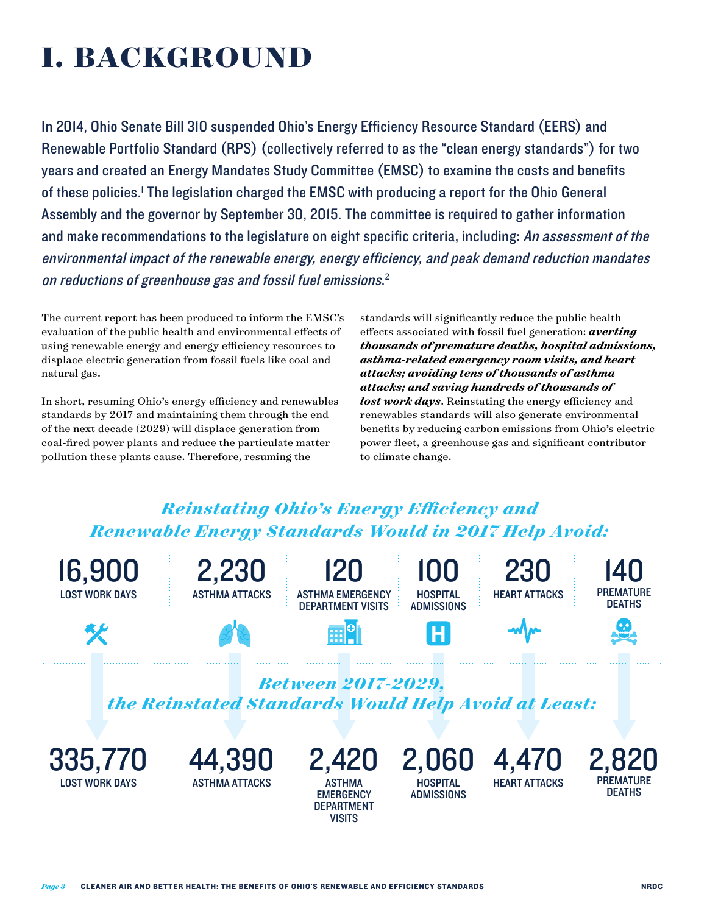# I. BACKGROUND

In 2014, Ohio Senate Bill 310 suspended Ohio's Energy Efficiency Resource Standard (EERS) and Renewable Portfolio Standard (RPS) (collectively referred to as the "clean energy standards") for two years and created an Energy Mandates Study Committee (EMSC) to examine the costs and benefits of these policies.[1] The legislation charged the EMSC with producing a report for the Ohio General Assembly and the governor by September 30, 2015. The committee is required to gather information and make recommendations to the legislature on eight specific criteria, including: *An assessment of the environmental impact of the renewable energy, energy efficiency, and peak demand reduction mandates on reductions of greenhouse gas and fossil fuel emissions.*[2]

The current report has been produced to inform the EMSC's evaluation of the public health and environmental effects of using renewable energy and energy efficiency resources to displace electric generation from fossil fuels like coal and natural gas.

In short, resuming Ohio's energy efficiency and renewables standards by 2017 and maintaining them through the end of the next decade (2029) will displace generation from coal-fired power plants and reduce the particulate matter pollution these plants cause. Therefore, resuming the standards will significantly reduce the public health effects associated with fossil fuel generation: ***averting thousands of premature deaths, hospital admissions, asthma-related emergency room visits, and heart attacks; avoiding tens of thousands of asthma attacks; and saving hundreds of thousands of lost work days***. Reinstating the energy efficiency and renewables standards will also generate environmental benefits by reducing carbon emissions from Ohio's electric power fleet, a greenhouse gas and significant contributor to climate change.

### *Reinstating Ohio's Energy Efficiency and Renewable Energy Standards Would in 2017 Help Avoid:*

| 16,900 | 2,230 | 120 | 100 | 230 | 140 |
|---|---|---|---|---|---|
| LOST WORK DAYS | ASTHMA ATTACKS | ASTHMA EMERGENCY DEPARTMENT VISITS | HOSPITAL ADMISSIONS | HEART ATTACKS | PREMATURE DEATHS |

### *Between 2017-2029, the Reinstated Standards Would Help Avoid at Least:*

| 335,770 | 44,390 | 2,420 | 2,060 | 4,470 | 2,820 |
|---|---|---|---|---|---|
| LOST WORK DAYS | ASTHMA ATTACKS | ASTHMA EMERGENCY DEPARTMENT VISITS | HOSPITAL ADMISSIONS | HEART ATTACKS | PREMATURE DEATHS |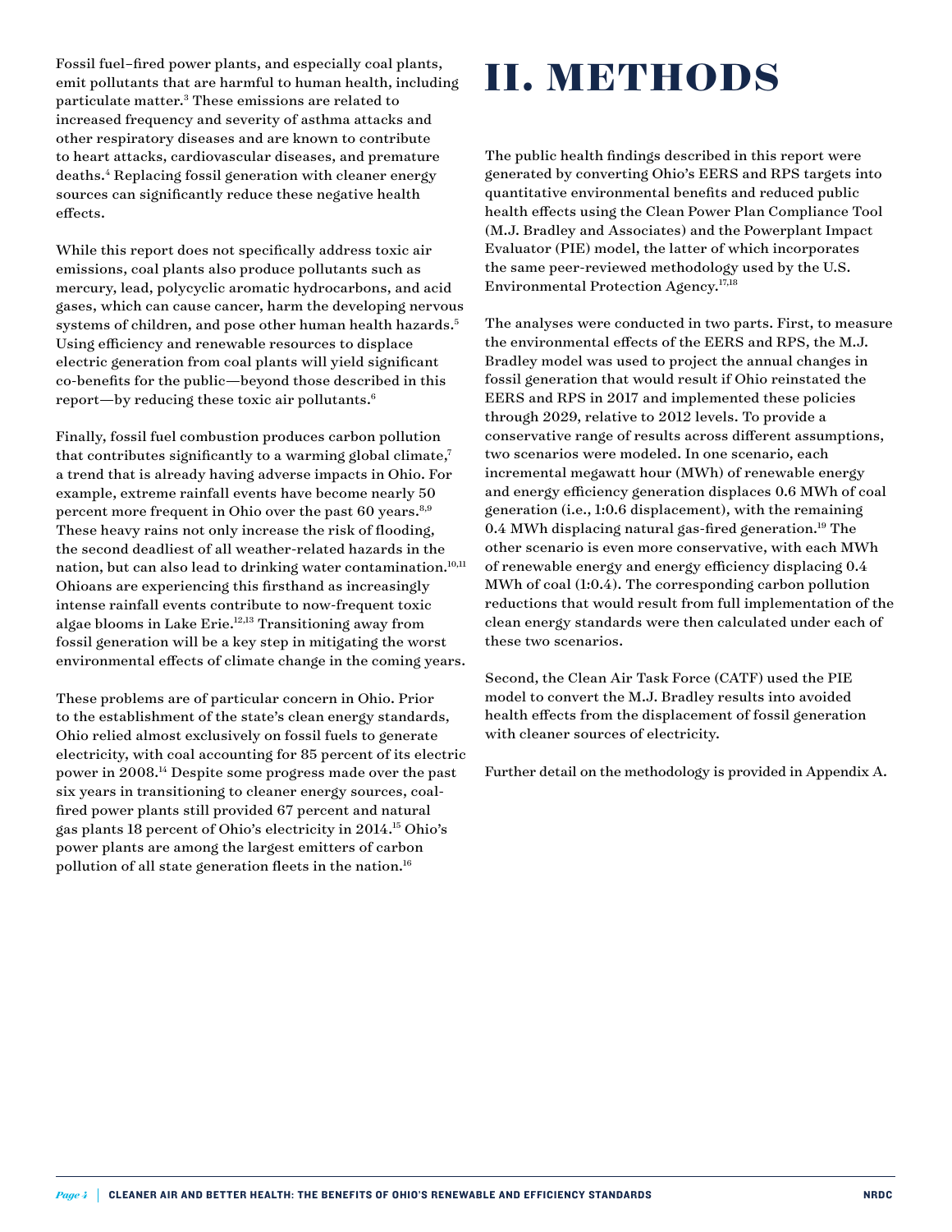Fossil fuel–fired power plants, and especially coal plants, emit pollutants that are harmful to human health, including particulate matter.[3] These emissions are related to increased frequency and severity of asthma attacks and other respiratory diseases and are known to contribute to heart attacks, cardiovascular diseases, and premature deaths.[4] Replacing fossil generation with cleaner energy sources can significantly reduce these negative health effects.

While this report does not specifically address toxic air emissions, coal plants also produce pollutants such as mercury, lead, polycyclic aromatic hydrocarbons, and acid gases, which can cause cancer, harm the developing nervous systems of children, and pose other human health hazards.[5] Using efficiency and renewable resources to displace electric generation from coal plants will yield significant co-benefits for the public—beyond those described in this report—by reducing these toxic air pollutants.[6]

Finally, fossil fuel combustion produces carbon pollution that contributes significantly to a warming global climate,[7] a trend that is already having adverse impacts in Ohio. For example, extreme rainfall events have become nearly 50 percent more frequent in Ohio over the past 60 years.[8,9] These heavy rains not only increase the risk of flooding, the second deadliest of all weather-related hazards in the nation, but can also lead to drinking water contamination.[10,11] Ohioans are experiencing this firsthand as increasingly intense rainfall events contribute to now-frequent toxic algae blooms in Lake Erie.[12,13] Transitioning away from fossil generation will be a key step in mitigating the worst environmental effects of climate change in the coming years.

These problems are of particular concern in Ohio. Prior to the establishment of the state's clean energy standards, Ohio relied almost exclusively on fossil fuels to generate electricity, with coal accounting for 85 percent of its electric power in 2008.[14] Despite some progress made over the past six years in transitioning to cleaner energy sources, coal-fired power plants still provided 67 percent and natural gas plants 18 percent of Ohio's electricity in 2014.[15] Ohio's power plants are among the largest emitters of carbon pollution of all state generation fleets in the nation.[16]

# II. METHODS

The public health findings described in this report were generated by converting Ohio's EERS and RPS targets into quantitative environmental benefits and reduced public health effects using the Clean Power Plan Compliance Tool (M.J. Bradley and Associates) and the Powerplant Impact Evaluator (PIE) model, the latter of which incorporates the same peer-reviewed methodology used by the U.S. Environmental Protection Agency.[17,18]

The analyses were conducted in two parts. First, to measure the environmental effects of the EERS and RPS, the M.J. Bradley model was used to project the annual changes in fossil generation that would result if Ohio reinstated the EERS and RPS in 2017 and implemented these policies through 2029, relative to 2012 levels. To provide a conservative range of results across different assumptions, two scenarios were modeled. In one scenario, each incremental megawatt hour (MWh) of renewable energy and energy efficiency generation displaces 0.6 MWh of coal generation (i.e., 1:0.6 displacement), with the remaining 0.4 MWh displacing natural gas-fired generation.[19] The other scenario is even more conservative, with each MWh of renewable energy and energy efficiency displacing 0.4 MWh of coal (1:0.4). The corresponding carbon pollution reductions that would result from full implementation of the clean energy standards were then calculated under each of these two scenarios.

Second, the Clean Air Task Force (CATF) used the PIE model to convert the M.J. Bradley results into avoided health effects from the displacement of fossil generation with cleaner sources of electricity.

Further detail on the methodology is provided in Appendix A.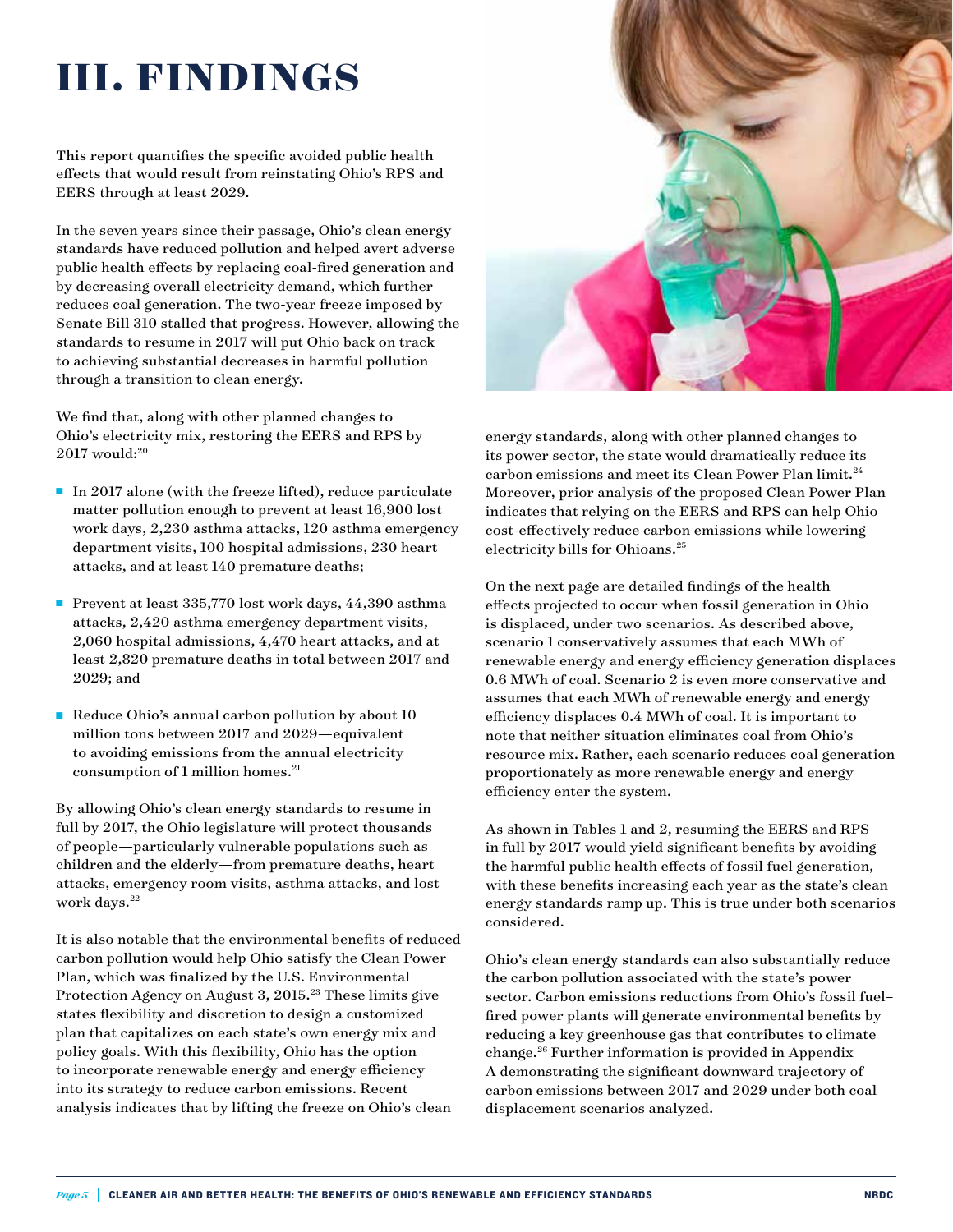# III. FINDINGS

This report quantifies the specific avoided public health effects that would result from reinstating Ohio's RPS and EERS through at least 2029.

In the seven years since their passage, Ohio's clean energy standards have reduced pollution and helped avert adverse public health effects by replacing coal-fired generation and by decreasing overall electricity demand, which further reduces coal generation. The two-year freeze imposed by Senate Bill 310 stalled that progress. However, allowing the standards to resume in 2017 will put Ohio back on track to achieving substantial decreases in harmful pollution through a transition to clean energy.

We find that, along with other planned changes to Ohio's electricity mix, restoring the EERS and RPS by 2017 would:[20]

- In 2017 alone (with the freeze lifted), reduce particulate matter pollution enough to prevent at least 16,900 lost work days, 2,230 asthma attacks, 120 asthma emergency department visits, 100 hospital admissions, 230 heart attacks, and at least 140 premature deaths;
- Prevent at least 335,770 lost work days, 44,390 asthma attacks, 2,420 asthma emergency department visits, 2,060 hospital admissions, 4,470 heart attacks, and at least 2,820 premature deaths in total between 2017 and 2029; and
- Reduce Ohio's annual carbon pollution by about 10 million tons between 2017 and 2029—equivalent to avoiding emissions from the annual electricity consumption of 1 million homes.[21]

By allowing Ohio's clean energy standards to resume in full by 2017, the Ohio legislature will protect thousands of people—particularly vulnerable populations such as children and the elderly—from premature deaths, heart attacks, emergency room visits, asthma attacks, and lost work days.[22]

It is also notable that the environmental benefits of reduced carbon pollution would help Ohio satisfy the Clean Power Plan, which was finalized by the U.S. Environmental Protection Agency on August 3, 2015.[23] These limits give states flexibility and discretion to design a customized plan that capitalizes on each state's own energy mix and policy goals. With this flexibility, Ohio has the option to incorporate renewable energy and energy efficiency into its strategy to reduce carbon emissions. Recent analysis indicates that by lifting the freeze on Ohio's clean energy standards, along with other planned changes to its power sector, the state would dramatically reduce its carbon emissions and meet its Clean Power Plan limit.[24] Moreover, prior analysis of the proposed Clean Power Plan indicates that relying on the EERS and RPS can help Ohio cost-effectively reduce carbon emissions while lowering electricity bills for Ohioans.[25]

On the next page are detailed findings of the health effects projected to occur when fossil generation in Ohio is displaced, under two scenarios. As described above, scenario 1 conservatively assumes that each MWh of renewable energy and energy efficiency generation displaces 0.6 MWh of coal. Scenario 2 is even more conservative and assumes that each MWh of renewable energy and energy efficiency displaces 0.4 MWh of coal. It is important to note that neither situation eliminates coal from Ohio's resource mix. Rather, each scenario reduces coal generation proportionately as more renewable energy and energy efficiency enter the system.

As shown in Tables 1 and 2, resuming the EERS and RPS in full by 2017 would yield significant benefits by avoiding the harmful public health effects of fossil fuel generation, with these benefits increasing each year as the state's clean energy standards ramp up. This is true under both scenarios considered.

Ohio's clean energy standards can also substantially reduce the carbon pollution associated with the state's power sector. Carbon emissions reductions from Ohio's fossil fuel–fired power plants will generate environmental benefits by reducing a key greenhouse gas that contributes to climate change.[26] Further information is provided in Appendix A demonstrating the significant downward trajectory of carbon emissions between 2017 and 2029 under both coal displacement scenarios analyzed.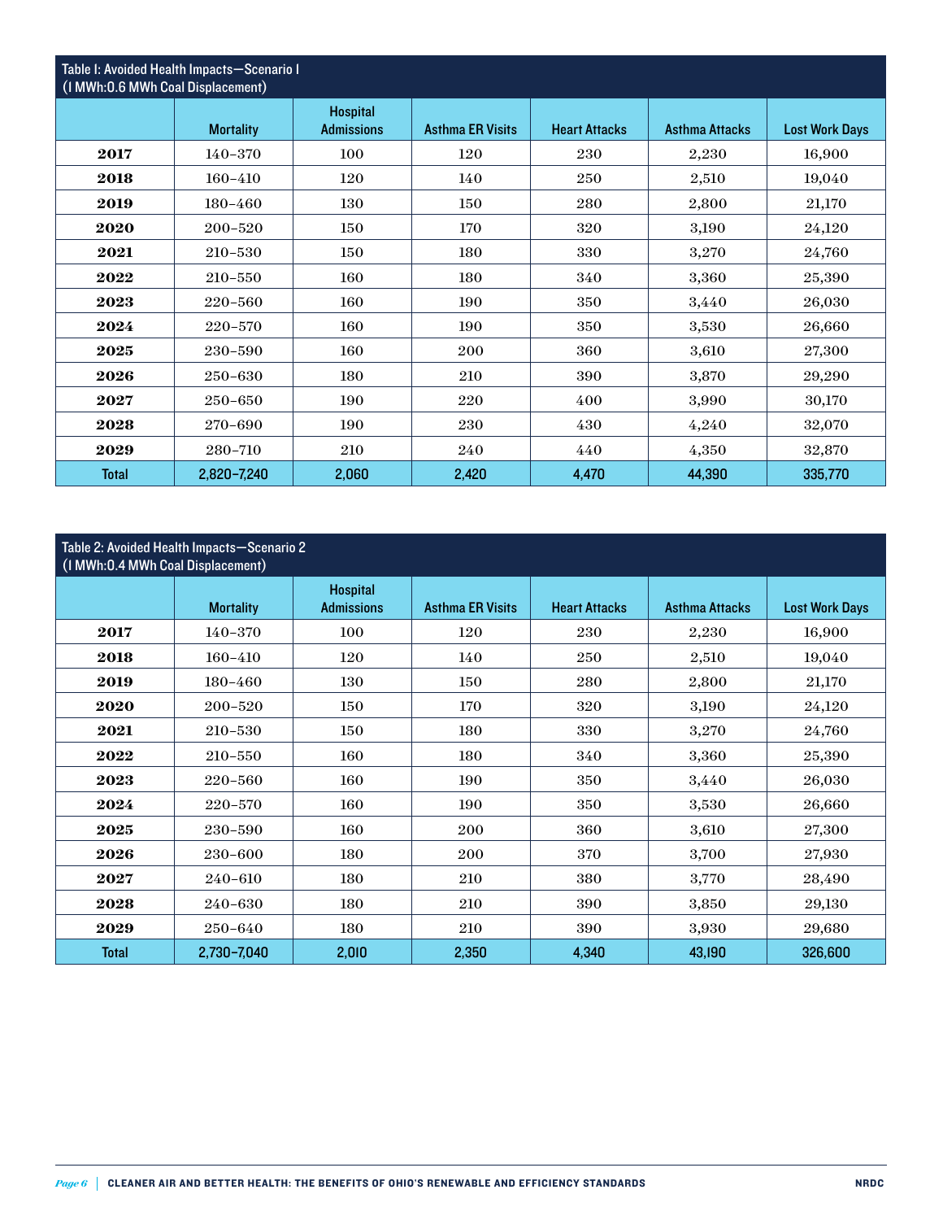Table 1: Avoided Health Impacts—Scenario 1 (1 MWh:0.6 MWh Coal Displacement)

| | Mortality | Hospital Admissions | Asthma ER Visits | Heart Attacks | Asthma Attacks | Lost Work Days |
|---|---|---|---|---|---|---|
| **2017** | 140–370 | 100 | 120 | 230 | 2,230 | 16,900 |
| **2018** | 160–410 | 120 | 140 | 250 | 2,510 | 19,040 |
| **2019** | 180–460 | 130 | 150 | 280 | 2,800 | 21,170 |
| **2020** | 200–520 | 150 | 170 | 320 | 3,190 | 24,120 |
| **2021** | 210–530 | 150 | 180 | 330 | 3,270 | 24,760 |
| **2022** | 210–550 | 160 | 180 | 340 | 3,360 | 25,390 |
| **2023** | 220–560 | 160 | 190 | 350 | 3,440 | 26,030 |
| **2024** | 220–570 | 160 | 190 | 350 | 3,530 | 26,660 |
| **2025** | 230–590 | 160 | 200 | 360 | 3,610 | 27,300 |
| **2026** | 250–630 | 180 | 210 | 390 | 3,870 | 29,290 |
| **2027** | 250–650 | 190 | 220 | 400 | 3,990 | 30,170 |
| **2028** | 270–690 | 190 | 230 | 430 | 4,240 | 32,070 |
| **2029** | 280–710 | 210 | 240 | 440 | 4,350 | 32,870 |
| **Total** | 2,820–7,240 | 2,060 | 2,420 | 4,470 | 44,390 | 335,770 |

Table 2: Avoided Health Impacts—Scenario 2 (1 MWh:0.4 MWh Coal Displacement)

| | Mortality | Hospital Admissions | Asthma ER Visits | Heart Attacks | Asthma Attacks | Lost Work Days |
|---|---|---|---|---|---|---|
| **2017** | 140–370 | 100 | 120 | 230 | 2,230 | 16,900 |
| **2018** | 160–410 | 120 | 140 | 250 | 2,510 | 19,040 |
| **2019** | 180–460 | 130 | 150 | 280 | 2,800 | 21,170 |
| **2020** | 200–520 | 150 | 170 | 320 | 3,190 | 24,120 |
| **2021** | 210–530 | 150 | 180 | 330 | 3,270 | 24,760 |
| **2022** | 210–550 | 160 | 180 | 340 | 3,360 | 25,390 |
| **2023** | 220–560 | 160 | 190 | 350 | 3,440 | 26,030 |
| **2024** | 220–570 | 160 | 190 | 350 | 3,530 | 26,660 |
| **2025** | 230–590 | 160 | 200 | 360 | 3,610 | 27,300 |
| **2026** | 230–600 | 180 | 200 | 370 | 3,700 | 27,930 |
| **2027** | 240–610 | 180 | 210 | 380 | 3,770 | 28,490 |
| **2028** | 240–630 | 180 | 210 | 390 | 3,850 | 29,130 |
| **2029** | 250–640 | 180 | 210 | 390 | 3,930 | 29,680 |
| **Total** | 2,730–7,040 | 2,010 | 2,350 | 4,340 | 43,190 | 326,600 |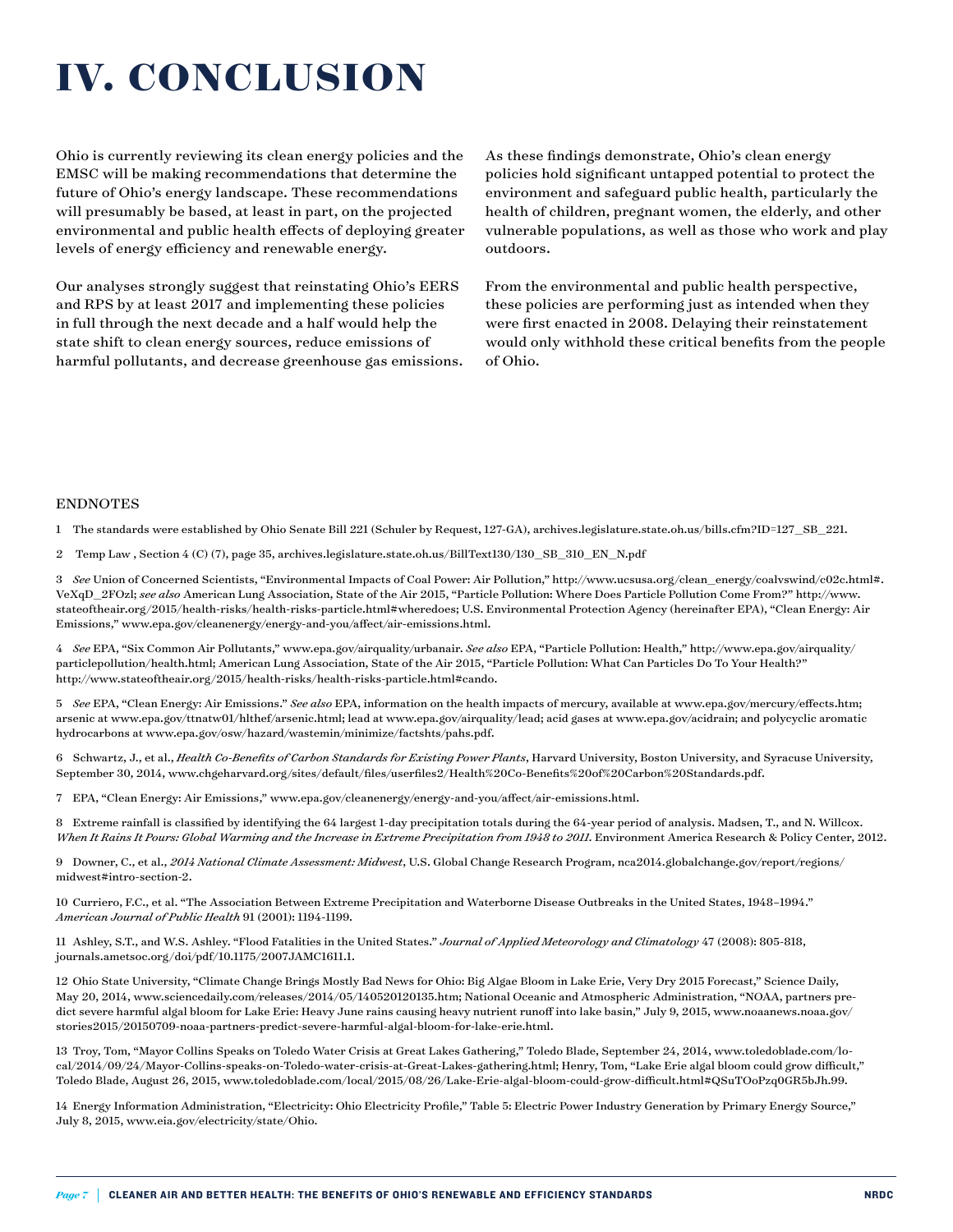# IV. CONCLUSION

Ohio is currently reviewing its clean energy policies and the EMSC will be making recommendations that determine the future of Ohio's energy landscape. These recommendations will presumably be based, at least in part, on the projected environmental and public health effects of deploying greater levels of energy efficiency and renewable energy.

Our analyses strongly suggest that reinstating Ohio's EERS and RPS by at least 2017 and implementing these policies in full through the next decade and a half would help the state shift to clean energy sources, reduce emissions of harmful pollutants, and decrease greenhouse gas emissions.

As these findings demonstrate, Ohio's clean energy policies hold significant untapped potential to protect the environment and safeguard public health, particularly the health of children, pregnant women, the elderly, and other vulnerable populations, as well as those who work and play outdoors.

From the environmental and public health perspective, these policies are performing just as intended when they were first enacted in 2008. Delaying their reinstatement would only withhold these critical benefits from the people of Ohio.

## ENDNOTES

1 The standards were established by Ohio Senate Bill 221 (Schuler by Request, 127-GA), archives.legislature.state.oh.us/bills.cfm?ID=127_SB_221.

2 Temp Law , Section 4 (C) (7), page 35, archives.legislature.state.oh.us/BillText130/130_SB_310_EN_N.pdf

3 *See* Union of Concerned Scientists, "Environmental Impacts of Coal Power: Air Pollution," http://www.ucsusa.org/clean_energy/coalvswind/c02c.html#.VeXqD_2FOzl; *see also* American Lung Association, State of the Air 2015, "Particle Pollution: Where Does Particle Pollution Come From?" http://www.stateoftheair.org/2015/health-risks/health-risks-particle.html#wheredoes; U.S. Environmental Protection Agency (hereinafter EPA), "Clean Energy: Air Emissions," www.epa.gov/cleanenergy/energy-and-you/affect/air-emissions.html.

4 *See* EPA, "Six Common Air Pollutants," www.epa.gov/airquality/urbanair. *See also* EPA, "Particle Pollution: Health," http://www.epa.gov/airquality/particlepollution/health.html; American Lung Association, State of the Air 2015, "Particle Pollution: What Can Particles Do To Your Health?" http://www.stateoftheair.org/2015/health-risks/health-risks-particle.html#cando.

5 *See* EPA, "Clean Energy: Air Emissions." *See also* EPA, information on the health impacts of mercury, available at www.epa.gov/mercury/effects.htm; arsenic at www.epa.gov/ttnatw01/hlthef/arsenic.html; lead at www.epa.gov/airquality/lead; acid gases at www.epa.gov/acidrain; and polycyclic aromatic hydrocarbons at www.epa.gov/osw/hazard/wastemin/minimize/factshts/pahs.pdf.

6 Schwartz, J., et al., *Health Co-Benefits of Carbon Standards for Existing Power Plants*, Harvard University, Boston University, and Syracuse University, September 30, 2014, www.chgeharvard.org/sites/default/files/userfiles2/Health%20Co-Benefits%20of%20Carbon%20Standards.pdf.

7 EPA, "Clean Energy: Air Emissions," www.epa.gov/cleanenergy/energy-and-you/affect/air-emissions.html.

8 Extreme rainfall is classified by identifying the 64 largest 1-day precipitation totals during the 64-year period of analysis. Madsen, T., and N. Willcox. *When It Rains It Pours: Global Warming and the Increase in Extreme Precipitation from 1948 to 2011.* Environment America Research & Policy Center, 2012.

9 Downer, C., et al., *2014 National Climate Assessment: Midwest*, U.S. Global Change Research Program, nca2014.globalchange.gov/report/regions/midwest#intro-section-2.

10 Curriero, F.C., et al. "The Association Between Extreme Precipitation and Waterborne Disease Outbreaks in the United States, 1948–1994." *American Journal of Public Health* 91 (2001): 1194-1199.

11 Ashley, S.T., and W.S. Ashley. "Flood Fatalities in the United States." *Journal of Applied Meteorology and Climatology* 47 (2008): 805-818, journals.ametsoc.org/doi/pdf/10.1175/2007JAMC1611.1.

12 Ohio State University, "Climate Change Brings Mostly Bad News for Ohio: Big Algae Bloom in Lake Erie, Very Dry 2015 Forecast," Science Daily, May 20, 2014, www.sciencedaily.com/releases/2014/05/140520120135.htm; National Oceanic and Atmospheric Administration, "NOAA, partners predict severe harmful algal bloom for Lake Erie: Heavy June rains causing heavy nutrient runoff into lake basin," July 9, 2015, www.noaanews.noaa.gov/stories2015/20150709-noaa-partners-predict-severe-harmful-algal-bloom-for-lake-erie.html.

13 Troy, Tom, "Mayor Collins Speaks on Toledo Water Crisis at Great Lakes Gathering," Toledo Blade, September 24, 2014, www.toledoblade.com/local/2014/09/24/Mayor-Collins-speaks-on-Toledo-water-crisis-at-Great-Lakes-gathering.html; Henry, Tom, "Lake Erie algal bloom could grow difficult," Toledo Blade, August 26, 2015, www.toledoblade.com/local/2015/08/26/Lake-Erie-algal-bloom-could-grow-difficult.html#QSuTOoPzq0GR5bJh.99.

14 Energy Information Administration, "Electricity: Ohio Electricity Profile," Table 5: Electric Power Industry Generation by Primary Energy Source," July 8, 2015, www.eia.gov/electricity/state/Ohio.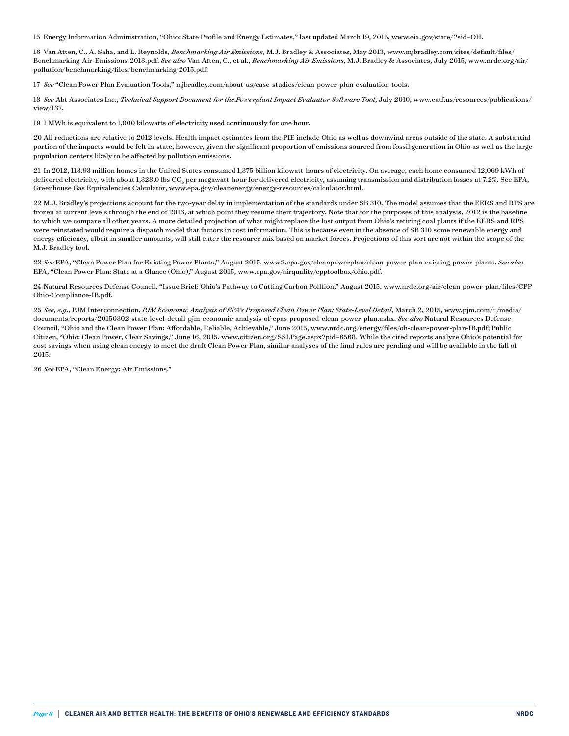15 Energy Information Administration, "Ohio: State Profile and Energy Estimates," last updated March 19, 2015, www.eia.gov/state/?sid=OH.

16 Van Atten, C., A. Saha, and L. Reynolds, *Benchmarking Air Emissions*, M.J. Bradley & Associates, May 2013, www.mjbradley.com/sites/default/files/Benchmarking-Air-Emissions-2013.pdf. *See also* Van Atten, C., et al., *Benchmarking Air Emissions*, M.J. Bradley & Associates, July 2015, www.nrdc.org/air/pollution/benchmarking/files/benchmarking-2015.pdf.

17 *See* "Clean Power Plan Evaluation Tools," mjbradley.com/about-us/case-studies/clean-power-plan-evaluation-tools.

18 *See* Abt Associates Inc., *Technical Support Document for the Powerplant Impact Evaluator Software Tool*, July 2010, www.catf.us/resources/publications/view/137.

19 1 MWh is equivalent to 1,000 kilowatts of electricity used continuously for one hour.

20 All reductions are relative to 2012 levels. Health impact estimates from the PIE include Ohio as well as downwind areas outside of the state. A substantial portion of the impacts would be felt in-state, however, given the significant proportion of emissions sourced from fossil generation in Ohio as well as the large population centers likely to be affected by pollution emissions.

21 In 2012, 113.93 million homes in the United States consumed 1,375 billion kilowatt-hours of electricity. On average, each home consumed 12,069 kWh of delivered electricity, with about 1,328.0 lbs $CO_2$ per megawatt-hour for delivered electricity, assuming transmission and distribution losses at 7.2%. See EPA, Greenhouse Gas Equivalencies Calculator, www.epa.gov/cleanenergy/energy-resources/calculator.html.

22 M.J. Bradley's projections account for the two-year delay in implementation of the standards under SB 310. The model assumes that the EERS and RPS are frozen at current levels through the end of 2016, at which point they resume their trajectory. Note that for the purposes of this analysis, 2012 is the baseline to which we compare all other years. A more detailed projection of what might replace the lost output from Ohio's retiring coal plants if the EERS and RPS were reinstated would require a dispatch model that factors in cost information. This is because even in the absence of SB 310 some renewable energy and energy efficiency, albeit in smaller amounts, will still enter the resource mix based on market forces. Projections of this sort are not within the scope of the M.J. Bradley tool.

23 *See* EPA, "Clean Power Plan for Existing Power Plants," August 2015, www2.epa.gov/cleanpowerplan/clean-power-plan-existing-power-plants. *See also* EPA, "Clean Power Plan: State at a Glance (Ohio)," August 2015, www.epa.gov/airquality/cpptoolbox/ohio.pdf.

24 Natural Resources Defense Council, "Issue Brief: Ohio's Pathway to Cutting Carbon Polltion," August 2015, www.nrdc.org/air/clean-power-plan/files/CPP-Ohio-Compliance-IB.pdf.

25 *See, e.g.*, PJM Interconnection, *PJM Economic Analysis of EPA's Proposed Clean Power Plan: State-Level Detail*, March 2, 2015, www.pjm.com/~/media/documents/reports/20150302-state-level-detail-pjm-economic-analysis-of-epas-proposed-clean-power-plan.ashx. *See also* Natural Resources Defense Council, "Ohio and the Clean Power Plan: Affordable, Reliable, Achievable," June 2015, www.nrdc.org/energy/files/oh-clean-power-plan-IB.pdf; Public Citizen, "Ohio: Clean Power, Clear Savings," June 16, 2015, www.citizen.org/SSLPage.aspx?pid=6568. While the cited reports analyze Ohio's potential for cost savings when using clean energy to meet the draft Clean Power Plan, similar analyses of the final rules are pending and will be available in the fall of 2015.

26 *See* EPA, "Clean Energy: Air Emissions."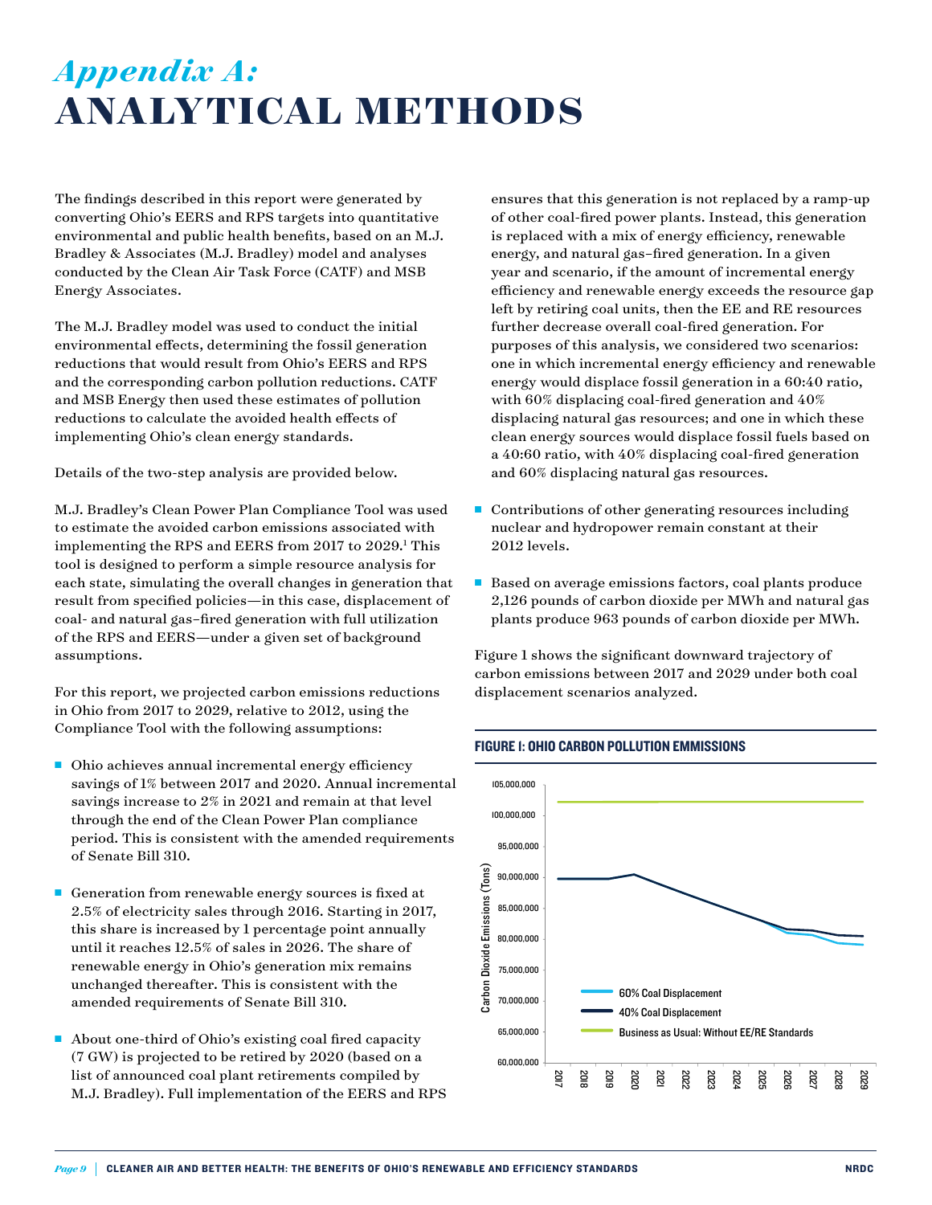# *Appendix A:* ANALYTICAL METHODS

The findings described in this report were generated by converting Ohio's EERS and RPS targets into quantitative environmental and public health benefits, based on an M.J. Bradley & Associates (M.J. Bradley) model and analyses conducted by the Clean Air Task Force (CATF) and MSB Energy Associates.

The M.J. Bradley model was used to conduct the initial environmental effects, determining the fossil generation reductions that would result from Ohio's EERS and RPS and the corresponding carbon pollution reductions. CATF and MSB Energy then used these estimates of pollution reductions to calculate the avoided health effects of implementing Ohio's clean energy standards.

Details of the two-step analysis are provided below.

M.J. Bradley's Clean Power Plan Compliance Tool was used to estimate the avoided carbon emissions associated with implementing the RPS and EERS from 2017 to 2029.[1] This tool is designed to perform a simple resource analysis for each state, simulating the overall changes in generation that result from specified policies—in this case, displacement of coal- and natural gas–fired generation with full utilization of the RPS and EERS—under a given set of background assumptions.

For this report, we projected carbon emissions reductions in Ohio from 2017 to 2029, relative to 2012, using the Compliance Tool with the following assumptions:

- Ohio achieves annual incremental energy efficiency savings of 1% between 2017 and 2020. Annual incremental savings increase to 2% in 2021 and remain at that level through the end of the Clean Power Plan compliance period. This is consistent with the amended requirements of Senate Bill 310.
- Generation from renewable energy sources is fixed at 2.5% of electricity sales through 2016. Starting in 2017, this share is increased by 1 percentage point annually until it reaches 12.5% of sales in 2026. The share of renewable energy in Ohio's generation mix remains unchanged thereafter. This is consistent with the amended requirements of Senate Bill 310.
- About one-third of Ohio's existing coal fired capacity (7 GW) is projected to be retired by 2020 (based on a list of announced coal plant retirements compiled by M.J. Bradley). Full implementation of the EERS and RPS ensures that this generation is not replaced by a ramp-up of other coal-fired power plants. Instead, this generation is replaced with a mix of energy efficiency, renewable energy, and natural gas–fired generation. In a given year and scenario, if the amount of incremental energy efficiency and renewable energy exceeds the resource gap left by retiring coal units, then the EE and RE resources further decrease overall coal-fired generation. For purposes of this analysis, we considered two scenarios: one in which incremental energy efficiency and renewable energy would displace fossil generation in a 60:40 ratio, with 60% displacing coal-fired generation and 40% displacing natural gas resources; and one in which these clean energy sources would displace fossil fuels based on a 40:60 ratio, with 40% displacing coal-fired generation and 60% displacing natural gas resources.
- Contributions of other generating resources including nuclear and hydropower remain constant at their 2012 levels.
- Based on average emissions factors, coal plants produce 2,126 pounds of carbon dioxide per MWh and natural gas plants produce 963 pounds of carbon dioxide per MWh.

Figure 1 shows the significant downward trajectory of carbon emissions between 2017 and 2029 under both coal displacement scenarios analyzed.

**FIGURE 1: OHIO CARBON POLLUTION EMMISSIONS**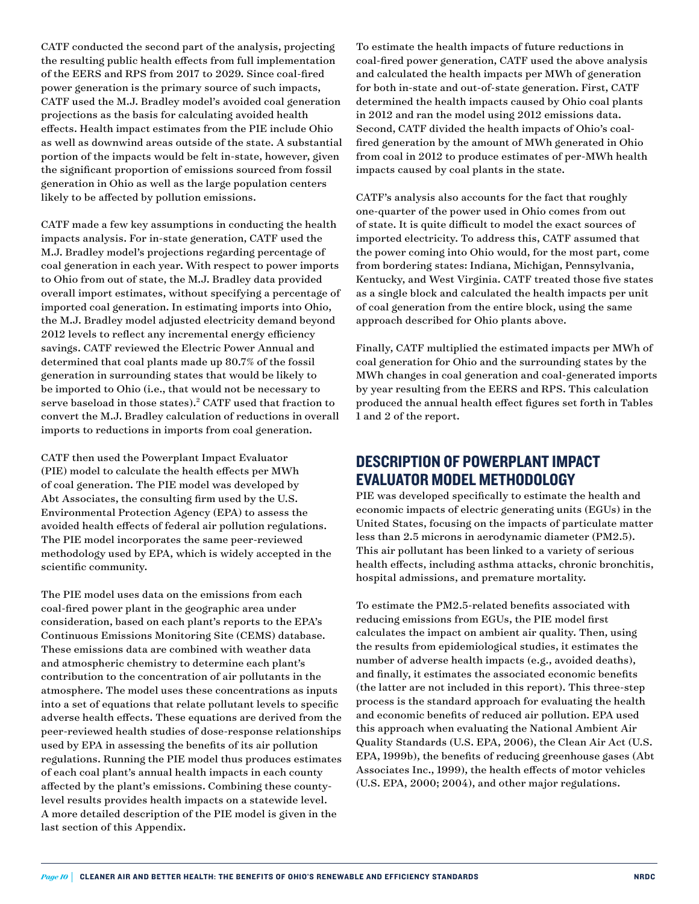CATF conducted the second part of the analysis, projecting the resulting public health effects from full implementation of the EERS and RPS from 2017 to 2029. Since coal-fired power generation is the primary source of such impacts, CATF used the M.J. Bradley model's avoided coal generation projections as the basis for calculating avoided health effects. Health impact estimates from the PIE include Ohio as well as downwind areas outside of the state. A substantial portion of the impacts would be felt in-state, however, given the significant proportion of emissions sourced from fossil generation in Ohio as well as the large population centers likely to be affected by pollution emissions.

CATF made a few key assumptions in conducting the health impacts analysis. For in-state generation, CATF used the M.J. Bradley model's projections regarding percentage of coal generation in each year. With respect to power imports to Ohio from out of state, the M.J. Bradley data provided overall import estimates, without specifying a percentage of imported coal generation. In estimating imports into Ohio, the M.J. Bradley model adjusted electricity demand beyond 2012 levels to reflect any incremental energy efficiency savings. CATF reviewed the Electric Power Annual and determined that coal plants made up 80.7% of the fossil generation in surrounding states that would be likely to be imported to Ohio (i.e., that would not be necessary to serve baseload in those states).[2] CATF used that fraction to convert the M.J. Bradley calculation of reductions in overall imports to reductions in imports from coal generation.

CATF then used the Powerplant Impact Evaluator (PIE) model to calculate the health effects per MWh of coal generation. The PIE model was developed by Abt Associates, the consulting firm used by the U.S. Environmental Protection Agency (EPA) to assess the avoided health effects of federal air pollution regulations. The PIE model incorporates the same peer-reviewed methodology used by EPA, which is widely accepted in the scientific community.

The PIE model uses data on the emissions from each coal-fired power plant in the geographic area under consideration, based on each plant's reports to the EPA's Continuous Emissions Monitoring Site (CEMS) database. These emissions data are combined with weather data and atmospheric chemistry to determine each plant's contribution to the concentration of air pollutants in the atmosphere. The model uses these concentrations as inputs into a set of equations that relate pollutant levels to specific adverse health effects. These equations are derived from the peer-reviewed health studies of dose-response relationships used by EPA in assessing the benefits of its air pollution regulations. Running the PIE model thus produces estimates of each coal plant's annual health impacts in each county affected by the plant's emissions. Combining these county-level results provides health impacts on a statewide level. A more detailed description of the PIE model is given in the last section of this Appendix.

To estimate the health impacts of future reductions in coal-fired power generation, CATF used the above analysis and calculated the health impacts per MWh of generation for both in-state and out-of-state generation. First, CATF determined the health impacts caused by Ohio coal plants in 2012 and ran the model using 2012 emissions data. Second, CATF divided the health impacts of Ohio's coal-fired generation by the amount of MWh generated in Ohio from coal in 2012 to produce estimates of per-MWh health impacts caused by coal plants in the state.

CATF's analysis also accounts for the fact that roughly one-quarter of the power used in Ohio comes from out of state. It is quite difficult to model the exact sources of imported electricity. To address this, CATF assumed that the power coming into Ohio would, for the most part, come from bordering states: Indiana, Michigan, Pennsylvania, Kentucky, and West Virginia. CATF treated those five states as a single block and calculated the health impacts per unit of coal generation from the entire block, using the same approach described for Ohio plants above.

Finally, CATF multiplied the estimated impacts per MWh of coal generation for Ohio and the surrounding states by the MWh changes in coal generation and coal-generated imports by year resulting from the EERS and RPS. This calculation produced the annual health effect figures set forth in Tables 1 and 2 of the report.

## DESCRIPTION OF POWERPLANT IMPACT EVALUATOR MODEL METHODOLOGY

PIE was developed specifically to estimate the health and economic impacts of electric generating units (EGUs) in the United States, focusing on the impacts of particulate matter less than 2.5 microns in aerodynamic diameter (PM2.5). This air pollutant has been linked to a variety of serious health effects, including asthma attacks, chronic bronchitis, hospital admissions, and premature mortality.

To estimate the PM2.5-related benefits associated with reducing emissions from EGUs, the PIE model first calculates the impact on ambient air quality. Then, using the results from epidemiological studies, it estimates the number of adverse health impacts (e.g., avoided deaths), and finally, it estimates the associated economic benefits (the latter are not included in this report). This three-step process is the standard approach for evaluating the health and economic benefits of reduced air pollution. EPA used this approach when evaluating the National Ambient Air Quality Standards (U.S. EPA, 2006), the Clean Air Act (U.S. EPA, 1999b), the benefits of reducing greenhouse gases (Abt Associates Inc., 1999), the health effects of motor vehicles (U.S. EPA, 2000; 2004), and other major regulations.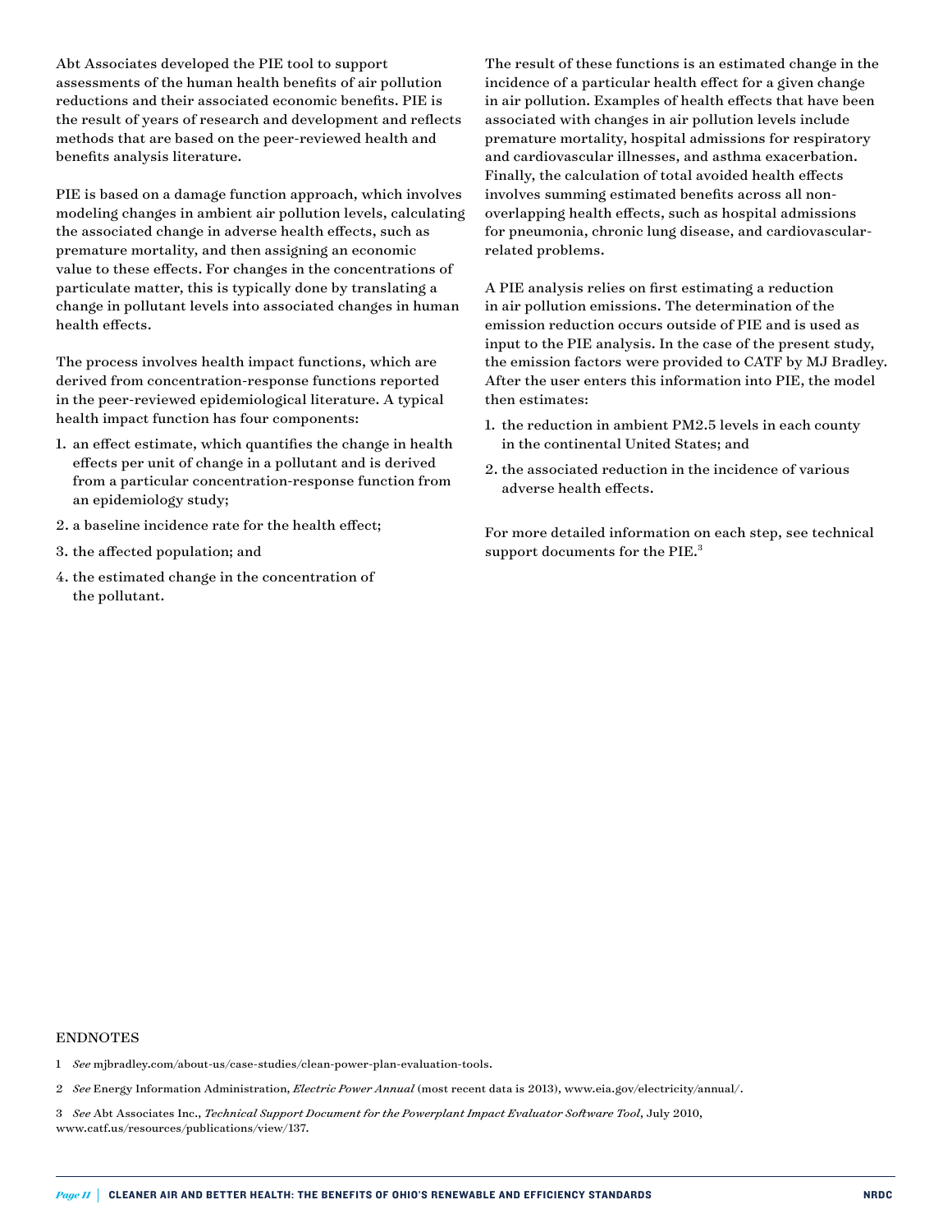Abt Associates developed the PIE tool to support assessments of the human health benefits of air pollution reductions and their associated economic benefits. PIE is the result of years of research and development and reflects methods that are based on the peer-reviewed health and benefits analysis literature.

PIE is based on a damage function approach, which involves modeling changes in ambient air pollution levels, calculating the associated change in adverse health effects, such as premature mortality, and then assigning an economic value to these effects. For changes in the concentrations of particulate matter, this is typically done by translating a change in pollutant levels into associated changes in human health effects.

The process involves health impact functions, which are derived from concentration-response functions reported in the peer-reviewed epidemiological literature. A typical health impact function has four components:

1. an effect estimate, which quantifies the change in health effects per unit of change in a pollutant and is derived from a particular concentration-response function from an epidemiology study;
2. a baseline incidence rate for the health effect;
3. the affected population; and
4. the estimated change in the concentration of the pollutant.

The result of these functions is an estimated change in the incidence of a particular health effect for a given change in air pollution. Examples of health effects that have been associated with changes in air pollution levels include premature mortality, hospital admissions for respiratory and cardiovascular illnesses, and asthma exacerbation. Finally, the calculation of total avoided health effects involves summing estimated benefits across all non-overlapping health effects, such as hospital admissions for pneumonia, chronic lung disease, and cardiovascular-related problems.

A PIE analysis relies on first estimating a reduction in air pollution emissions. The determination of the emission reduction occurs outside of PIE and is used as input to the PIE analysis. In the case of the present study, the emission factors were provided to CATF by MJ Bradley. After the user enters this information into PIE, the model then estimates:

1. the reduction in ambient PM2.5 levels in each county in the continental United States; and
2. the associated reduction in the incidence of various adverse health effects.

For more detailed information on each step, see technical support documents for the PIE.[3]

ENDNOTES

1 *See* mjbradley.com/about-us/case-studies/clean-power-plan-evaluation-tools.

2 *See* Energy Information Administration, *Electric Power Annual* (most recent data is 2013), www.eia.gov/electricity/annual/.

3 *See* Abt Associates Inc., *Technical Support Document for the Powerplant Impact Evaluator Software Tool*, July 2010, www.catf.us/resources/publications/view/137.